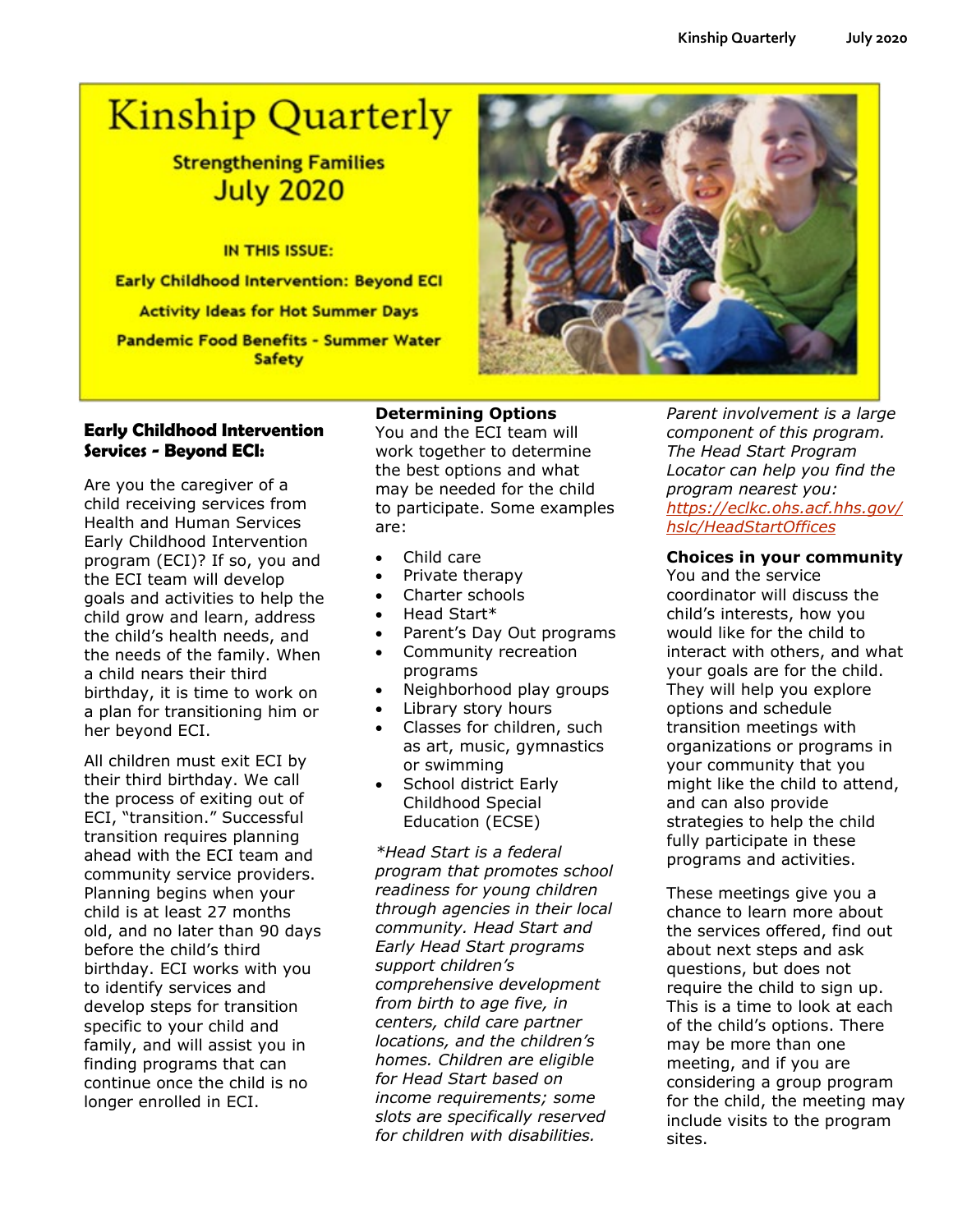# Kinship Quarterly

**Strengthening Families**

**July 2020**

**IN THIS ISSUE:**

**Early Childhood Intervention: Beyond ECI**

**Activity Ideas for Hot Summer Days**

**Pandemic Food Benefits - Summer Water Safety**

## Early Childhood Intervention Services - Beyond ECI:

Are you the caregiver of a child receiving services from Health and Human Services Early Childhood Intervention program (ECI)? If so, you and the ECI team will develop goals and activities to help the child grow and learn, address the child's health needs, and the needs of the family. When a child nears their third birthday, it is time to work on a plan for transitioning him or her beyond ECI.

All children must exit ECI by their third birthday. We call the process of exiting out of ECI, "transition." Successful transition requires planning ahead with the ECI team and community service providers. Planning begins when your child is at least 27 months old, and no later than 90 days before the child's third birthday. ECI works with you to identify services and develop steps for transition specific to your child and family, and will assist you in finding programs that can continue once the child is no longer enrolled in ECI.

### Determining Options

You and the ECI team will work together to determine the best options and what may be needed for the child to participate. Some examples are:

- Child care
- Private therapy
- Charter schools
- Head Start*
- Parent's Day Out programs
- Community recreation programs
- Neighborhood play groups
- Library story hours
- Classes for children, such as art, music, gymnastics or swimming
- School district Early Childhood Special Education (ECSE)

*\*Head Start is a federal program that promotes school readiness for young children through agencies in their local community. Head Start and Early Head Start programs support children's comprehensive development from birth to age five, in centers, child care partner locations, and the children's homes. Children are eligible for Head Start based on income requirements; some slots are specifically reserved for children with disabilities. Parent involvement is a large component of this program. The Head Start Program Locator can help you find the program nearest you: https://eclkc.ohs.acf.hhs.gov/hslc/HeadStartOffices*

### Choices in your community

You and the service coordinator will discuss the child's interests, how you would like for the child to interact with others, and what your goals are for the child. They will help you explore options and schedule transition meetings with organizations or programs in your community that you might like the child to attend, and can also provide strategies to help the child fully participate in these programs and activities.

These meetings give you a chance to learn more about the services offered, find out about next steps and ask questions, but does not require the child to sign up. This is a time to look at each of the child's options. There may be more than one meeting, and if you are considering a group program for the child, the meeting may include visits to the program sites.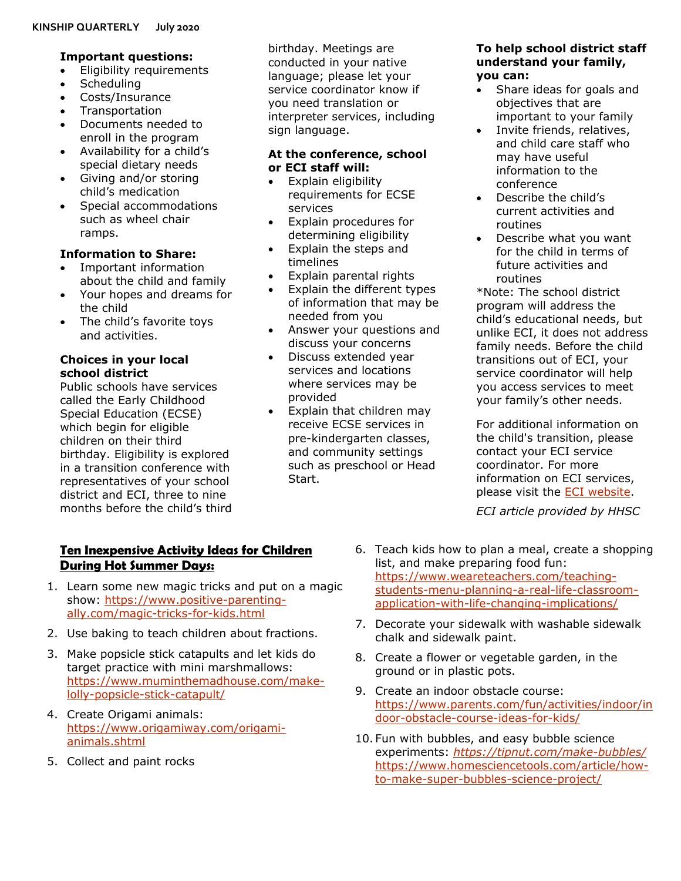**Important questions:**

- Eligibility requirements
- Scheduling
- Costs/Insurance
- Transportation
- Documents needed to enroll in the program
- Availability for a child's special dietary needs
- Giving and/or storing child's medication
- Special accommodations such as wheel chair ramps.

**Information to Share:**

- Important information about the child and family
- Your hopes and dreams for the child
- The child's favorite toys and activities.

**Choices in your local school district**

Public schools have services called the Early Childhood Special Education (ECSE) which begin for eligible children on their third birthday. Eligibility is explored in a transition conference with representatives of your school district and ECI, three to nine months before the child's third birthday. Meetings are conducted in your native language; please let your service coordinator know if you need translation or interpreter services, including sign language.

**At the conference, school or ECI staff will:**

- Explain eligibility requirements for ECSE services
- Explain procedures for determining eligibility
- Explain the steps and timelines
- Explain parental rights
- Explain the different types of information that may be needed from you
- Answer your questions and discuss your concerns
- Discuss extended year services and locations where services may be provided
- Explain that children may receive ECSE services in pre-kindergarten classes, and community settings such as preschool or Head Start.

**To help school district staff understand your family, you can:**

- Share ideas for goals and objectives that are important to your family
- Invite friends, relatives, and child care staff who may have useful information to the conference
- Describe the child's current activities and routines
- Describe what you want for the child in terms of future activities and routines

*Note: The school district program will address the child's educational needs, but unlike ECI, it does not address family needs. Before the child transitions out of ECI, your service coordinator will help you access services to meet your family's other needs.

For additional information on the child's transition, please contact your ECI service coordinator. For more information on ECI services, please visit the ECI website.

*ECI article provided by HHSC*

## Ten Inexpensive Activity Ideas for Children During Hot Summer Days:

1. Learn some new magic tricks and put on a magic show: https://www.positive-parenting-ally.com/magic-tricks-for-kids.html
2. Use baking to teach children about fractions.
3. Make popsicle stick catapults and let kids do target practice with mini marshmallows: https://www.muminthemadhouse.com/make-lolly-popsicle-stick-catapult/
4. Create Origami animals: https://www.origamiway.com/origami-animals.shtml
5. Collect and paint rocks
6. Teach kids how to plan a meal, create a shopping list, and make preparing food fun: https://www.weareteachers.com/teaching-students-menu-planning-a-real-life-classroom-application-with-life-changing-implications/
7. Decorate your sidewalk with washable sidewalk chalk and sidewalk paint.
8. Create a flower or vegetable garden, in the ground or in plastic pots.
9. Create an indoor obstacle course: https://www.parents.com/fun/activities/indoor/indoor-obstacle-course-ideas-for-kids/
10. Fun with bubbles, and easy bubble science experiments: *https://tipnut.com/make-bubbles/* https://www.homesciencetools.com/article/how-to-make-super-bubbles-science-project/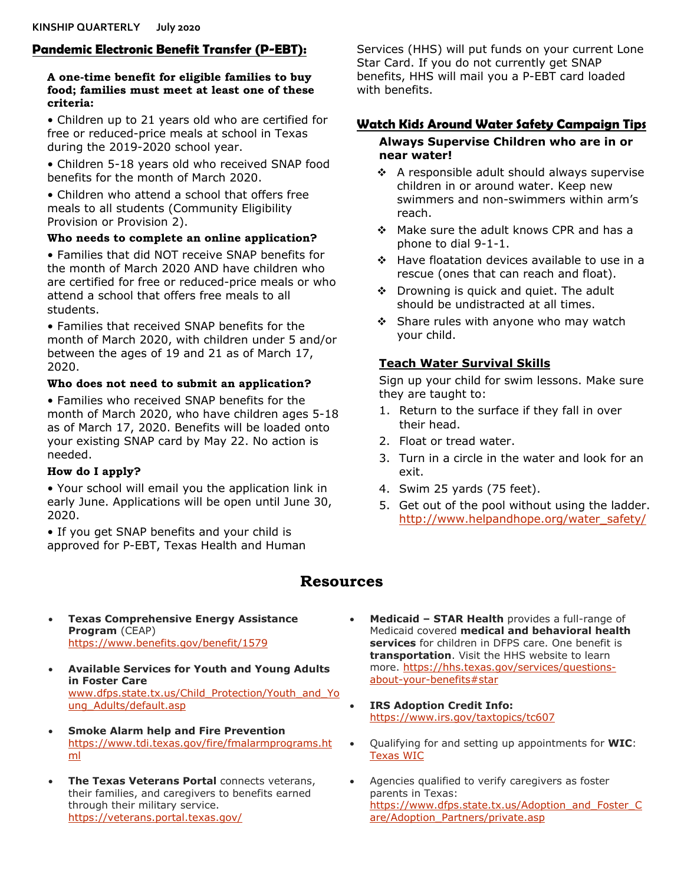## Pandemic Electronic Benefit Transfer (P-EBT):

**A one-time benefit for eligible families to buy food; families must meet at least one of these criteria:**

- Children up to 21 years old who are certified for free or reduced-price meals at school in Texas during the 2019-2020 school year.
- Children 5-18 years old who received SNAP food benefits for the month of March 2020.
- Children who attend a school that offers free meals to all students (Community Eligibility Provision or Provision 2).

**Who needs to complete an online application?**

- Families that did NOT receive SNAP benefits for the month of March 2020 AND have children who are certified for free or reduced-price meals or who attend a school that offers free meals to all students.
- Families that received SNAP benefits for the month of March 2020, with children under 5 and/or between the ages of 19 and 21 as of March 17, 2020.

**Who does not need to submit an application?**

- Families who received SNAP benefits for the month of March 2020, who have children ages 5-18 as of March 17, 2020. Benefits will be loaded onto your existing SNAP card by May 22. No action is needed.

**How do I apply?**

- Your school will email you the application link in early June. Applications will be open until June 30, 2020.
- If you get SNAP benefits and your child is approved for P-EBT, Texas Health and Human Services (HHS) will put funds on your current Lone Star Card. If you do not currently get SNAP benefits, HHS will mail you a P-EBT card loaded with benefits.

## Watch Kids Around Water Safety Campaign Tips

**Always Supervise Children who are in or near water!**

- A responsible adult should always supervise children in or around water. Keep new swimmers and non-swimmers within arm's reach.
- Make sure the adult knows CPR and has a phone to dial 9-1-1.
- Have floatation devices available to use in a rescue (ones that can reach and float).
- Drowning is quick and quiet. The adult should be undistracted at all times.
- Share rules with anyone who may watch your child.

### Teach Water Survival Skills

Sign up your child for swim lessons. Make sure they are taught to:

1. Return to the surface if they fall in over their head.
2. Float or tread water.
3. Turn in a circle in the water and look for an exit.
4. Swim 25 yards (75 feet).
5. Get out of the pool without using the ladder.

http://www.helpandhope.org/water_safety/

# Resources

- **Texas Comprehensive Energy Assistance Program** (CEAP) https://www.benefits.gov/benefit/1579
- **Available Services for Youth and Young Adults in Foster Care** www.dfps.state.tx.us/Child_Protection/Youth_and_Young_Adults/default.asp
- **Smoke Alarm help and Fire Prevention** https://www.tdi.texas.gov/fire/fmalarmprograms.html
- **The Texas Veterans Portal** connects veterans, their families, and caregivers to benefits earned through their military service. https://veterans.portal.texas.gov/
- **Medicaid – STAR Health** provides a full-range of Medicaid covered **medical and behavioral health services** for children in DFPS care. One benefit is **transportation**. Visit the HHS website to learn more. https://hhs.texas.gov/services/questions-about-your-benefits#star
- **IRS Adoption Credit Info:** https://www.irs.gov/taxtopics/tc607
- Qualifying for and setting up appointments for **WIC**: Texas WIC
- Agencies qualified to verify caregivers as foster parents in Texas: https://www.dfps.state.tx.us/Adoption_and_Foster_Care/Adoption_Partners/private.asp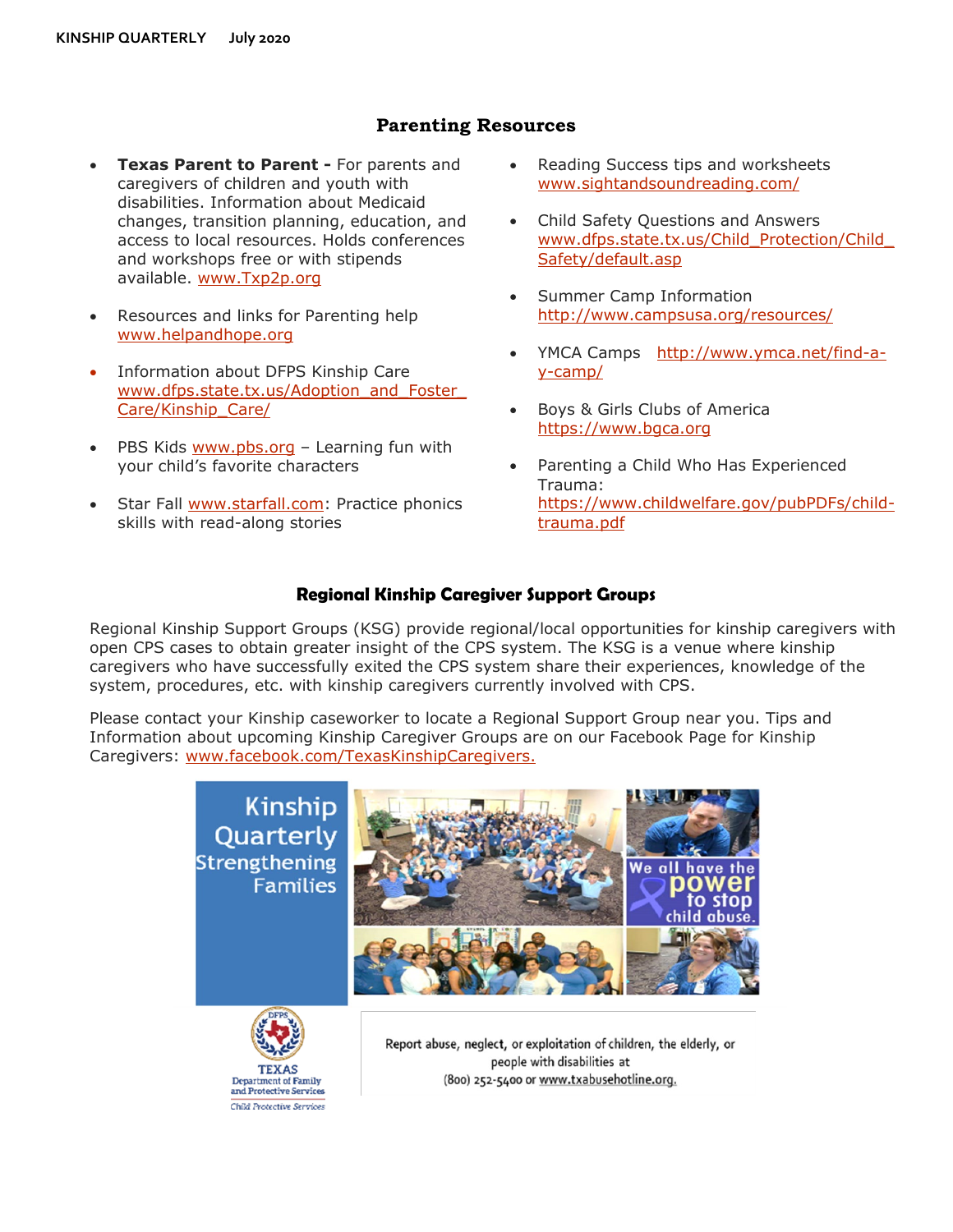## Parenting Resources

- **Texas Parent to Parent -** For parents and caregivers of children and youth with disabilities. Information about Medicaid changes, transition planning, education, and access to local resources. Holds conferences and workshops free or with stipends available. www.Txp2p.org
- Resources and links for Parenting help www.helpandhope.org
- Information about DFPS Kinship Care www.dfps.state.tx.us/Adoption_and_Foster_Care/Kinship_Care/
- PBS Kids www.pbs.org – Learning fun with your child's favorite characters
- Star Fall www.starfall.com: Practice phonics skills with read-along stories
- Reading Success tips and worksheets www.sightandsoundreading.com/
- Child Safety Questions and Answers www.dfps.state.tx.us/Child_Protection/Child_Safety/default.asp
- Summer Camp Information http://www.campsusa.org/resources/
- YMCA Camps http://www.ymca.net/find-a-y-camp/
- Boys & Girls Clubs of America https://www.bgca.org
- Parenting a Child Who Has Experienced Trauma: https://www.childwelfare.gov/pubPDFs/child-trauma.pdf

## Regional Kinship Caregiver Support Groups

Regional Kinship Support Groups (KSG) provide regional/local opportunities for kinship caregivers with open CPS cases to obtain greater insight of the CPS system. The KSG is a venue where kinship caregivers who have successfully exited the CPS system share their experiences, knowledge of the system, procedures, etc. with kinship caregivers currently involved with CPS.

Please contact your Kinship caseworker to locate a Regional Support Group near you. Tips and Information about upcoming Kinship Caregiver Groups are on our Facebook Page for Kinship Caregivers: www.facebook.com/TexasKinshipCaregivers.

Kinship Quarterly
Strengthening Families

We all have the power to stop child abuse.

TEXAS Department of Family and Protective Services
Child Protective Services

Report abuse, neglect, or exploitation of children, the elderly, or people with disabilities at (800) 252-5400 or www.txabusehotline.org.